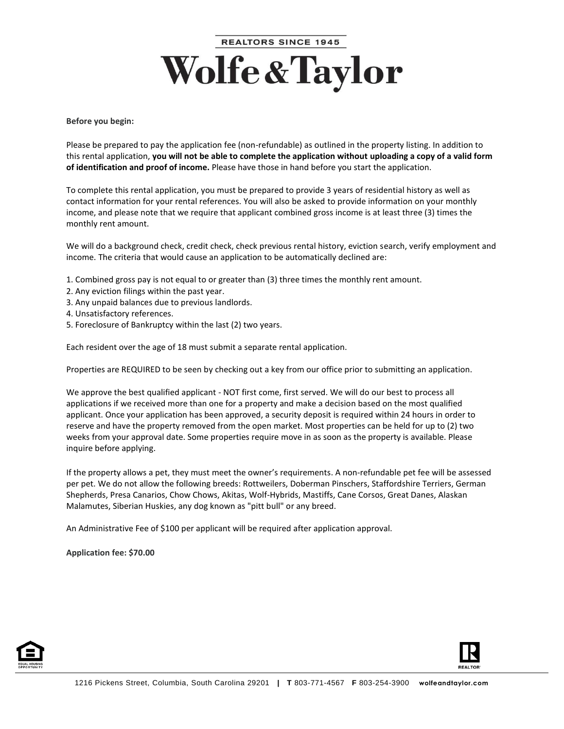REALTORS SINCE 1945

# Wolfe & Taylor

**Before you begin:**

Please be prepared to pay the application fee (non-refundable) as outlined in the property listing. In addition to this rental application, **you will not be able to complete the application without uploading a copy of a valid form of identification and proof of income.** Please have those in hand before you start the application.

To complete this rental application, you must be prepared to provide 3 years of residential history as well as contact information for your rental references. You will also be asked to provide information on your monthly income, and please note that we require that applicant combined gross income is at least three (3) times the monthly rent amount.

We will do a background check, credit check, check previous rental history, eviction search, verify employment and income. The criteria that would cause an application to be automatically declined are:

1. Combined gross pay is not equal to or greater than (3) three times the monthly rent amount.
2. Any eviction filings within the past year.
3. Any unpaid balances due to previous landlords.
4. Unsatisfactory references.
5. Foreclosure of Bankruptcy within the last (2) two years.

Each resident over the age of 18 must submit a separate rental application.

Properties are REQUIRED to be seen by checking out a key from our office prior to submitting an application.

We approve the best qualified applicant - NOT first come, first served. We will do our best to process all applications if we received more than one for a property and make a decision based on the most qualified applicant. Once your application has been approved, a security deposit is required within 24 hours in order to reserve and have the property removed from the open market. Most properties can be held for up to (2) two weeks from your approval date. Some properties require move in as soon as the property is available. Please inquire before applying.

If the property allows a pet, they must meet the owner's requirements. A non-refundable pet fee will be assessed per pet. We do not allow the following breeds: Rottweilers, Doberman Pinschers, Staffordshire Terriers, German Shepherds, Presa Canarios, Chow Chows, Akitas, Wolf-Hybrids, Mastiffs, Cane Corsos, Great Danes, Alaskan Malamutes, Siberian Huskies, any dog known as "pitt bull" or any breed.

An Administrative Fee of $100 per applicant will be required after application approval.

**Application fee: $70.00**

1216 Pickens Street, Columbia, South Carolina 29201 | **T** 803-771-4567 **F** 803-254-3900 wolfeandtaylor.com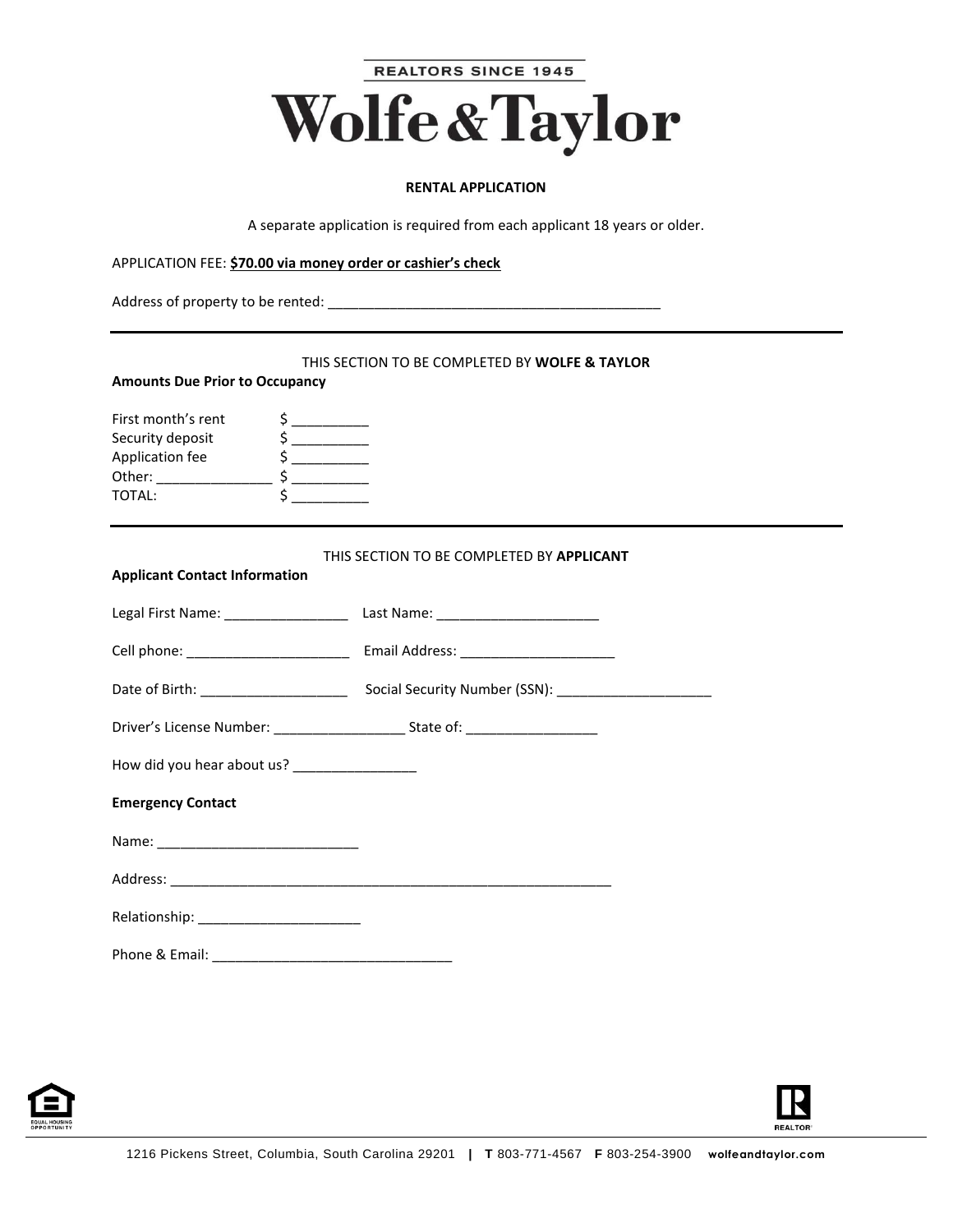REALTORS SINCE 1945

# Wolfe & Taylor

## RENTAL APPLICATION

A separate application is required from each applicant 18 years or older.

APPLICATION FEE: **$70.00 via money order or cashier's check**

Address of property to be rented: ____________________________________________

---

THIS SECTION TO BE COMPLETED BY **WOLFE & TAYLOR**

**Amounts Due Prior to Occupancy**

| | |
|---|---|
| First month's rent | $ __________ |
| Security deposit | $ __________ |
| Application fee | $ __________ |
| Other: _______________ | $ __________ |
| TOTAL: | $ __________ |

---

THIS SECTION TO BE COMPLETED BY **APPLICANT**

**Applicant Contact Information**

Legal First Name: ________________ Last Name: _____________________

Cell phone: _____________________ Email Address: ____________________

Date of Birth: ___________________ Social Security Number (SSN): ____________________

Driver's License Number: _________________ State of: _________________

How did you hear about us? ________________

**Emergency Contact**

Name: __________________________

Address: ___________________________________________________________

Relationship: _____________________

Phone & Email: _______________________________

EQUAL HOUSING OPPORTUNITY

REALTOR

1216 Pickens Street, Columbia, South Carolina 29201 | **T** 803-771-4567 **F** 803-254-3900 wolfeandtaylor.com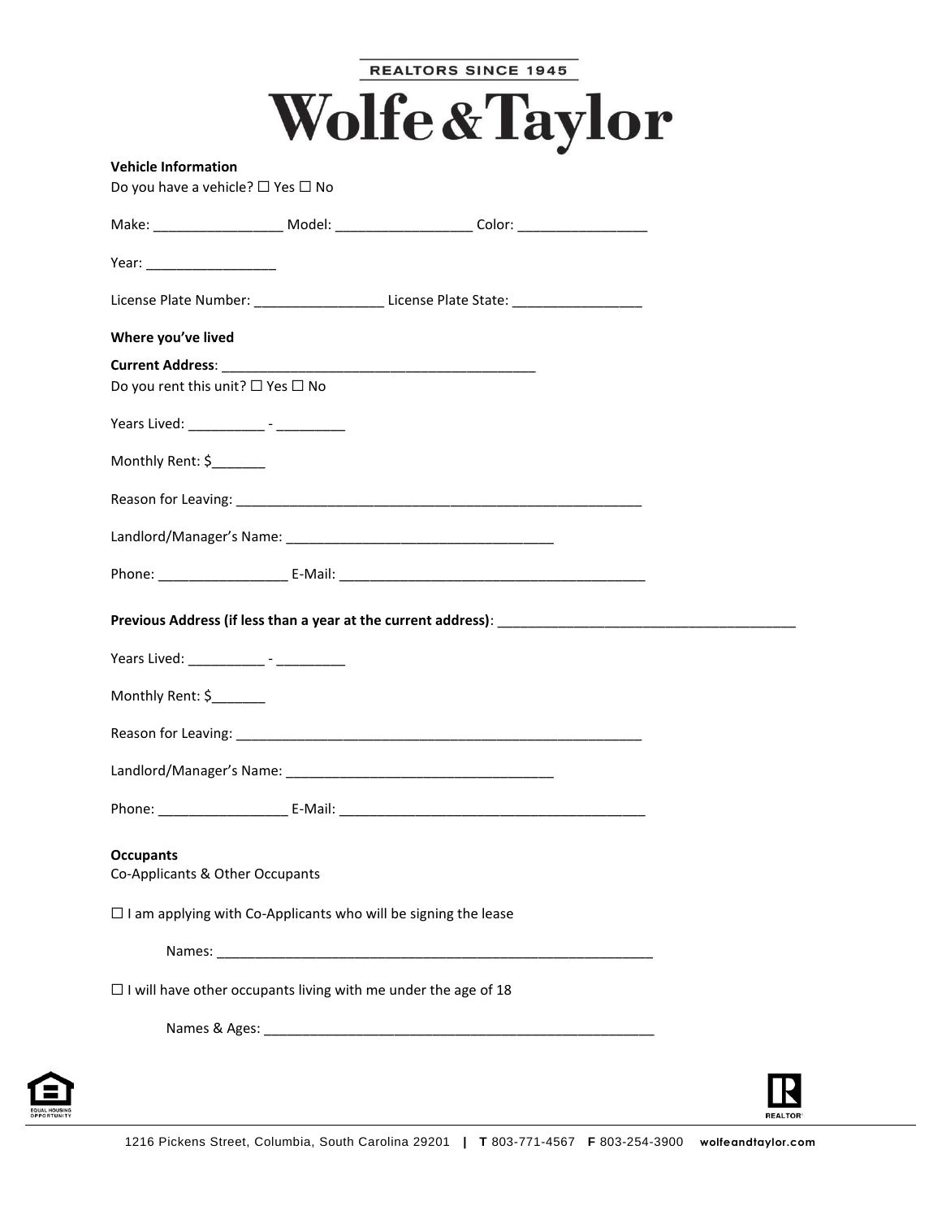REALTORS SINCE 1945

# Wolfe & Taylor

**Vehicle Information**

Do you have a vehicle? ☐ Yes ☐ No

Make: _________________ Model: __________________ Color: _________________

Year: _________________

License Plate Number: _________________ License Plate State: _________________

**Where you've lived**

**Current Address**: __________________________________________

Do you rent this unit? ☐ Yes ☐ No

Years Lived: __________ - _________

Monthly Rent: $_______

Reason for Leaving: ________________________________________________________

Landlord/Manager's Name: ____________________________________

Phone: _________________ E-Mail: _________________________________________

**Previous Address (if less than a year at the current address)**: ________________________________________

Years Lived: __________ - _________

Monthly Rent: $_______

Reason for Leaving: ________________________________________________________

Landlord/Manager's Name: ____________________________________

Phone: _________________ E-Mail: _________________________________________

**Occupants**

Co-Applicants & Other Occupants

☐ I am applying with Co-Applicants who will be signing the lease

Names: ____________________________________________________________

☐ I will have other occupants living with me under the age of 18

Names & Ages: ______________________________________________________

1216 Pickens Street, Columbia, South Carolina 29201 | **T** 803-771-4567 **F** 803-254-3900 **wolfeandtaylor.com**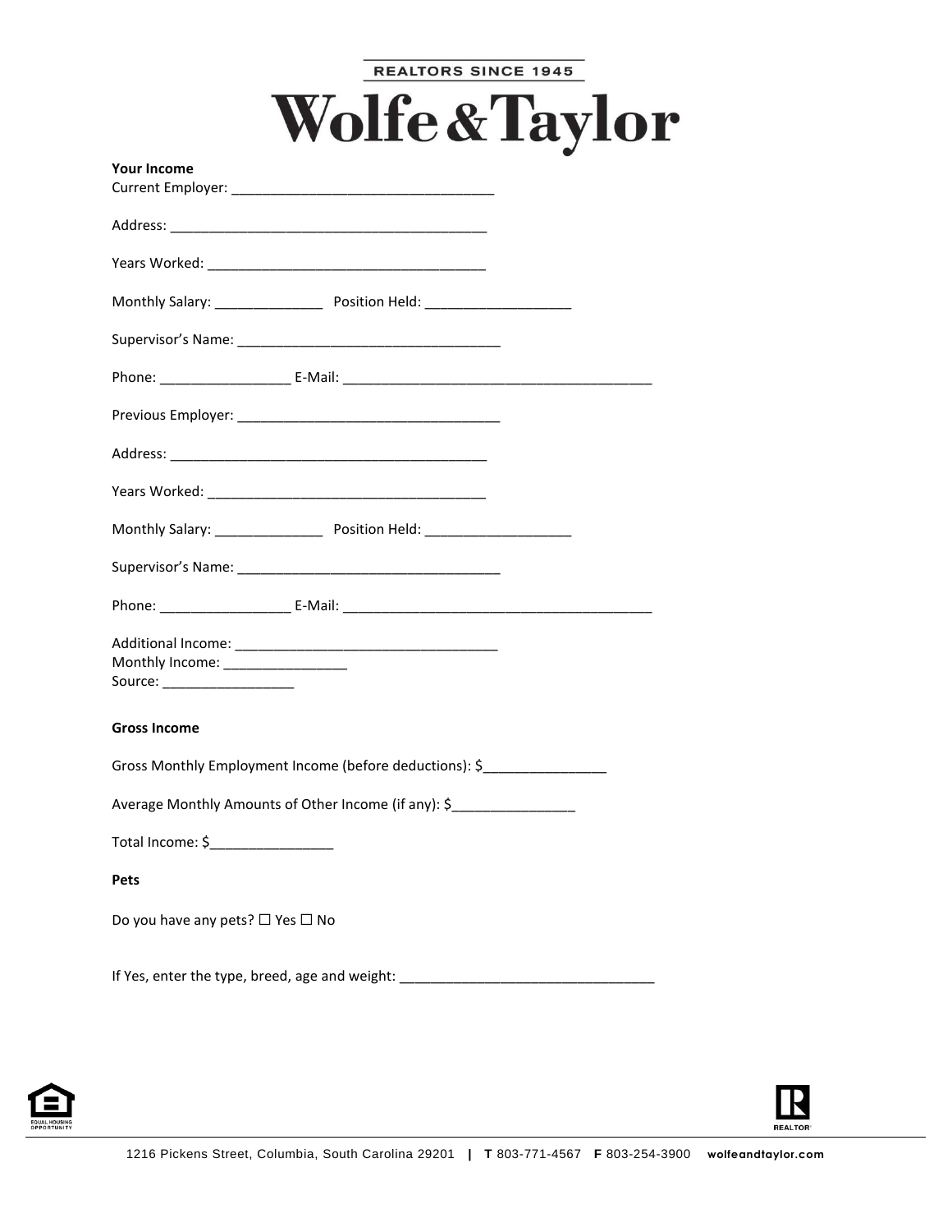REALTORS SINCE 1945

# Wolfe & Taylor

**Your Income**

Current Employer: ___________________________________

Address: __________________________________________

Years Worked: ______________________________________

Monthly Salary: ______________ Position Held: ___________________

Supervisor's Name: ___________________________________

Phone: _________________ E-Mail: __________________________________________

Previous Employer: ___________________________________

Address: __________________________________________

Years Worked: ______________________________________

Monthly Salary: ______________ Position Held: ___________________

Supervisor's Name: ___________________________________

Phone: _________________ E-Mail: __________________________________________

Additional Income: ___________________________________
Monthly Income: ________________
Source: _________________

**Gross Income**

Gross Monthly Employment Income (before deductions): $________________

Average Monthly Amounts of Other Income (if any): $________________

Total Income: $________________

**Pets**

Do you have any pets? ☐ Yes ☐ No

If Yes, enter the type, breed, age and weight: __________________________________

1216 Pickens Street, Columbia, South Carolina 29201 | T 803-771-4567 F 803-254-3900 wolfeandtaylor.com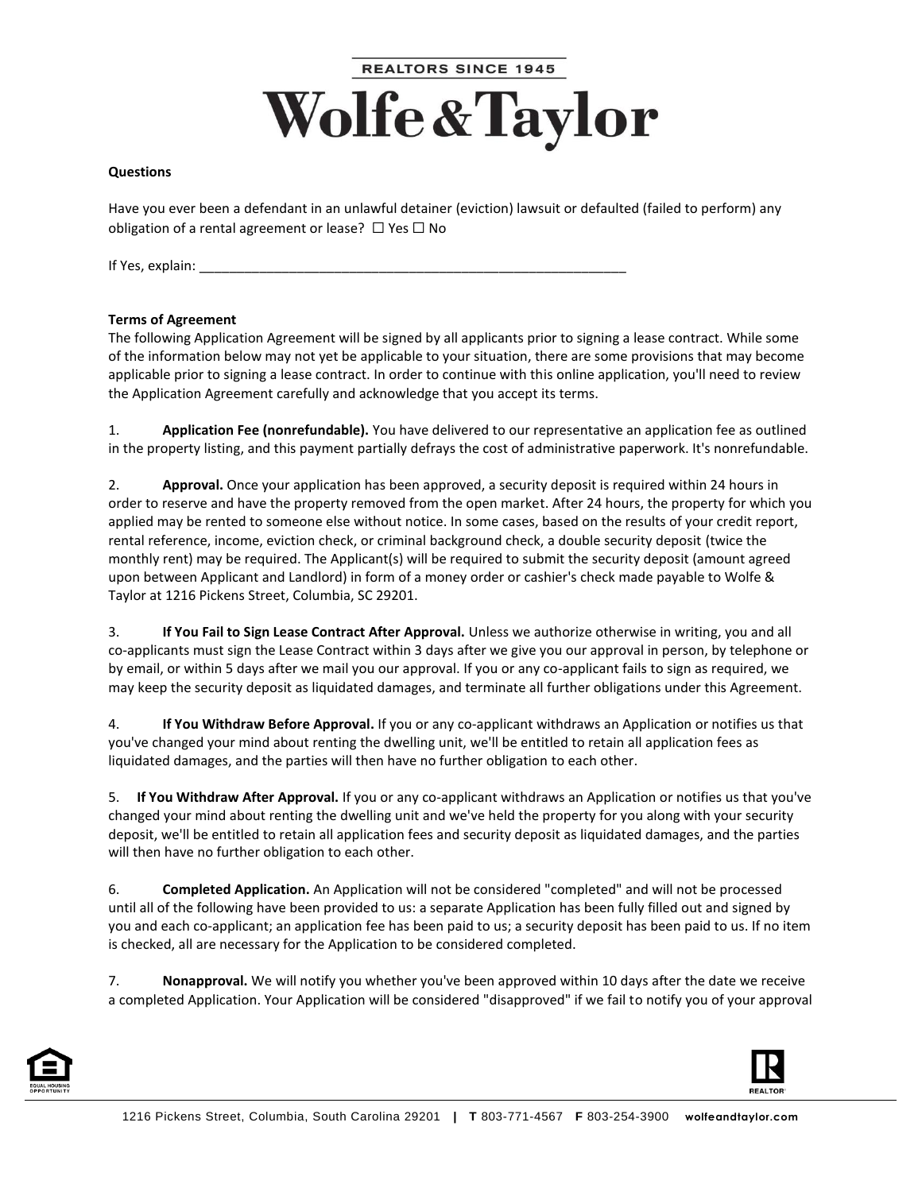**Questions**

Have you ever been a defendant in an unlawful detainer (eviction) lawsuit or defaulted (failed to perform) any obligation of a rental agreement or lease? ☐ Yes ☐ No

If Yes, explain: ___________________________________________________________

**Terms of Agreement**

The following Application Agreement will be signed by all applicants prior to signing a lease contract. While some of the information below may not yet be applicable to your situation, there are some provisions that may become applicable prior to signing a lease contract. In order to continue with this online application, you'll need to review the Application Agreement carefully and acknowledge that you accept its terms.

1. **Application Fee (nonrefundable).** You have delivered to our representative an application fee as outlined in the property listing, and this payment partially defrays the cost of administrative paperwork. It's nonrefundable.

2. **Approval.** Once your application has been approved, a security deposit is required within 24 hours in order to reserve and have the property removed from the open market. After 24 hours, the property for which you applied may be rented to someone else without notice. In some cases, based on the results of your credit report, rental reference, income, eviction check, or criminal background check, a double security deposit (twice the monthly rent) may be required. The Applicant(s) will be required to submit the security deposit (amount agreed upon between Applicant and Landlord) in form of a money order or cashier's check made payable to Wolfe & Taylor at 1216 Pickens Street, Columbia, SC 29201.

3. **If You Fail to Sign Lease Contract After Approval.** Unless we authorize otherwise in writing, you and all co-applicants must sign the Lease Contract within 3 days after we give you our approval in person, by telephone or by email, or within 5 days after we mail you our approval. If you or any co-applicant fails to sign as required, we may keep the security deposit as liquidated damages, and terminate all further obligations under this Agreement.

4. **If You Withdraw Before Approval.** If you or any co-applicant withdraws an Application or notifies us that you've changed your mind about renting the dwelling unit, we'll be entitled to retain all application fees as liquidated damages, and the parties will then have no further obligation to each other.

5. **If You Withdraw After Approval.** If you or any co-applicant withdraws an Application or notifies us that you've changed your mind about renting the dwelling unit and we've held the property for you along with your security deposit, we'll be entitled to retain all application fees and security deposit as liquidated damages, and the parties will then have no further obligation to each other.

6. **Completed Application.** An Application will not be considered "completed" and will not be processed until all of the following have been provided to us: a separate Application has been fully filled out and signed by you and each co-applicant; an application fee has been paid to us; a security deposit has been paid to us. If no item is checked, all are necessary for the Application to be considered completed.

7. **Nonapproval.** We will notify you whether you've been approved within 10 days after the date we receive a completed Application. Your Application will be considered "disapproved" if we fail to notify you of your approval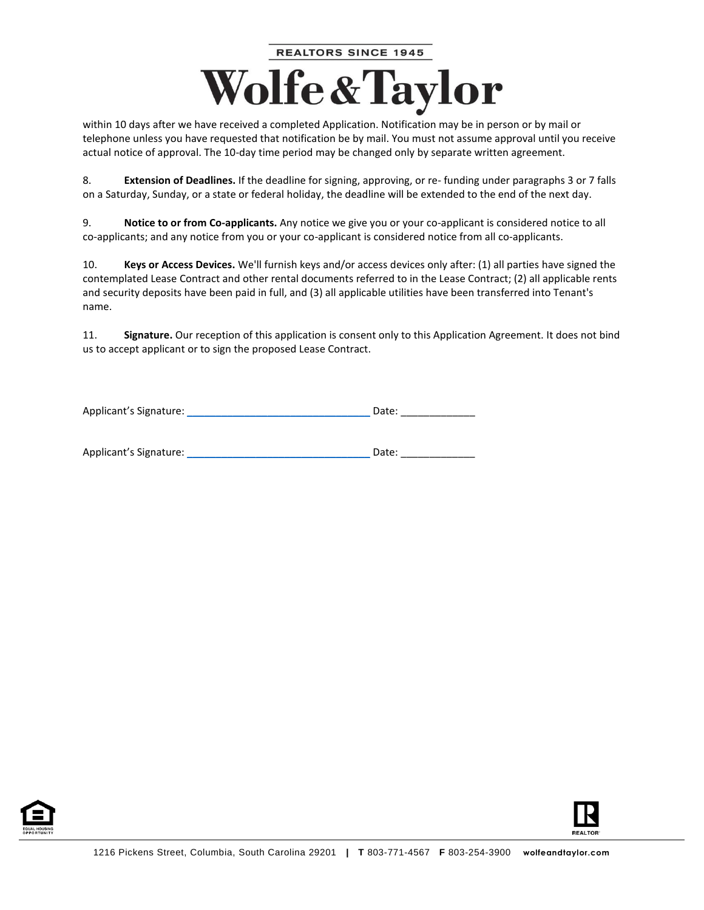within 10 days after we have received a completed Application. Notification may be in person or by mail or telephone unless you have requested that notification be by mail. You must not assume approval until you receive actual notice of approval. The 10-day time period may be changed only by separate written agreement.

8. **Extension of Deadlines.** If the deadline for signing, approving, or re- funding under paragraphs 3 or 7 falls on a Saturday, Sunday, or a state or federal holiday, the deadline will be extended to the end of the next day.

9. **Notice to or from Co-applicants.** Any notice we give you or your co-applicant is considered notice to all co-applicants; and any notice from you or your co-applicant is considered notice from all co-applicants.

10. **Keys or Access Devices.** We'll furnish keys and/or access devices only after: (1) all parties have signed the contemplated Lease Contract and other rental documents referred to in the Lease Contract; (2) all applicable rents and security deposits have been paid in full, and (3) all applicable utilities have been transferred into Tenant's name.

11. **Signature.** Our reception of this application is consent only to this Application Agreement. It does not bind us to accept applicant or to sign the proposed Lease Contract.

Applicant's Signature: ________________________________ Date: _____________

Applicant's Signature: ________________________________ Date: _____________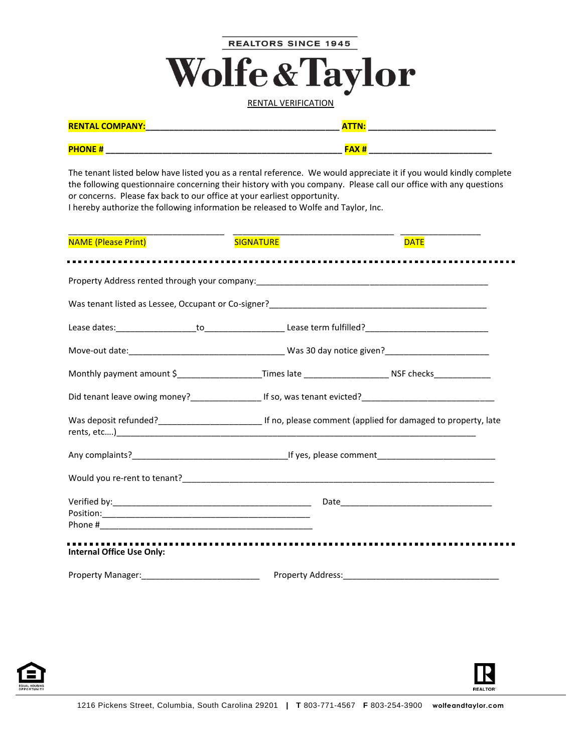REALTORS SINCE 1945

# Wolfe & Taylor

RENTAL VERIFICATION

**RENTAL COMPANY:**_______________________________________ **ATTN:** _________________________

**PHONE #** _______________________________________________ **FAX #** _________________________

The tenant listed below have listed you as a rental reference. We would appreciate it if you would kindly complete the following questionnaire concerning their history with you company. Please call our office with any questions or concerns. Please fax back to our office at your earliest opportunity.
I hereby authorize the following information be released to Wolfe and Taylor, Inc.

_______________________________ _________________________________ ________________
NAME (Please Print) SIGNATURE DATE

---

Property Address rented through your company:_________________________________________________

Was tenant listed as Lessee, Occupant or Co-signer?______________________________________________

Lease dates:________________to________________ Lease term fulfilled?_________________________

Move-out date:________________________________ Was 30 day notice given?_____________________

Monthly payment amount $_________________Times late _________________ NSF checks____________

Did tenant leave owing money?______________ If so, was tenant evicted?___________________________

Was deposit refunded?_____________________ If no, please comment (applied for damaged to property, late rents, etc….)_______________________________________________________________________

Any complaints?________________________________If yes, please comment________________________

Would you re-rent to tenant?______________________________________________________________

Verified by:________________________________________ Date________________________________
Position:___________________________________________
Phone #____________________________________________

---

**Internal Office Use Only:**

Property Manager:________________________ Property Address:_________________________________

EQUAL HOUSING OPPORTUNITY

REALTOR®

1216 Pickens Street, Columbia, South Carolina 29201 | **T** 803-771-4567 **F** 803-254-3900 wolfeandtaylor.com